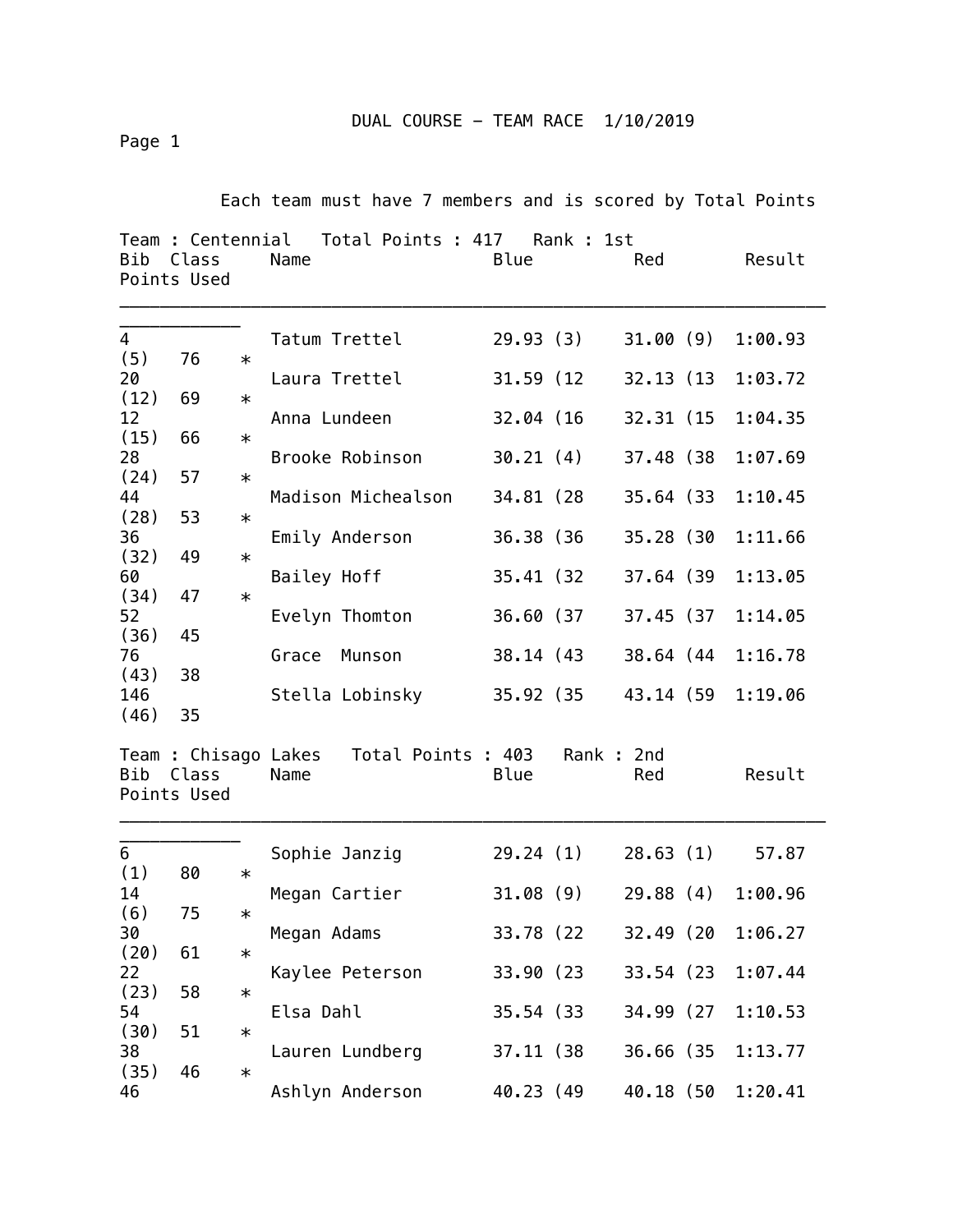# DUAL COURSE - TEAM RACE 1/10/2019

Each team must have 7 members and is scored by Total Points

## Team : Centennial   Total Points : 417   Rank : 1st

| Bib | Class | Name | Blue | Red | Result | Points | Used |
|---|---|---|---|---|---|---|---|
| 4 | | Tatum Trettel | 29.93 (3) | 31.00 (9) | 1:00.93 (5) | 76 | * |
| 20 | | Laura Trettel | 31.59 (12 | 32.13 (13 | 1:03.72 (12) | 69 | * |
| 12 | | Anna Lundeen | 32.04 (16 | 32.31 (15 | 1:04.35 (15) | 66 | * |
| 28 | | Brooke Robinson | 30.21 (4) | 37.48 (38 | 1:07.69 (24) | 57 | * |
| 44 | | Madison Michealson | 34.81 (28 | 35.64 (33 | 1:10.45 (28) | 53 | * |
| 36 | | Emily Anderson | 36.38 (36 | 35.28 (30 | 1:11.66 (32) | 49 | * |
| 60 | | Bailey Hoff | 35.41 (32 | 37.64 (39 | 1:13.05 (34) | 47 | * |
| 52 | | Evelyn Thomton | 36.60 (37 | 37.45 (37 | 1:14.05 (36) | 45 | |
| 76 | | Grace  Munson | 38.14 (43 | 38.64 (44 | 1:16.78 (43) | 38 | |
| 146 | | Stella Lobinsky | 35.92 (35 | 43.14 (59 | 1:19.06 (46) | 35 | |

## Team : Chisago Lakes   Total Points : 403   Rank : 2nd

| Bib | Class | Name | Blue | Red | Result | Points | Used |
|---|---|---|---|---|---|---|---|
| 6 | | Sophie Janzig | 29.24 (1) | 28.63 (1) | 57.87 (1) | 80 | * |
| 14 | | Megan Cartier | 31.08 (9) | 29.88 (4) | 1:00.96 (6) | 75 | * |
| 30 | | Megan Adams | 33.78 (22 | 32.49 (20 | 1:06.27 (20) | 61 | * |
| 22 | | Kaylee Peterson | 33.90 (23 | 33.54 (23 | 1:07.44 (23) | 58 | * |
| 54 | | Elsa Dahl | 35.54 (33 | 34.99 (27 | 1:10.53 (30) | 51 | * |
| 38 | | Lauren Lundberg | 37.11 (38 | 36.66 (35 | 1:13.77 (35) | 46 | * |
| 46 | | Ashlyn Anderson | 40.23 (49 | 40.18 (50 | 1:20.41 | | |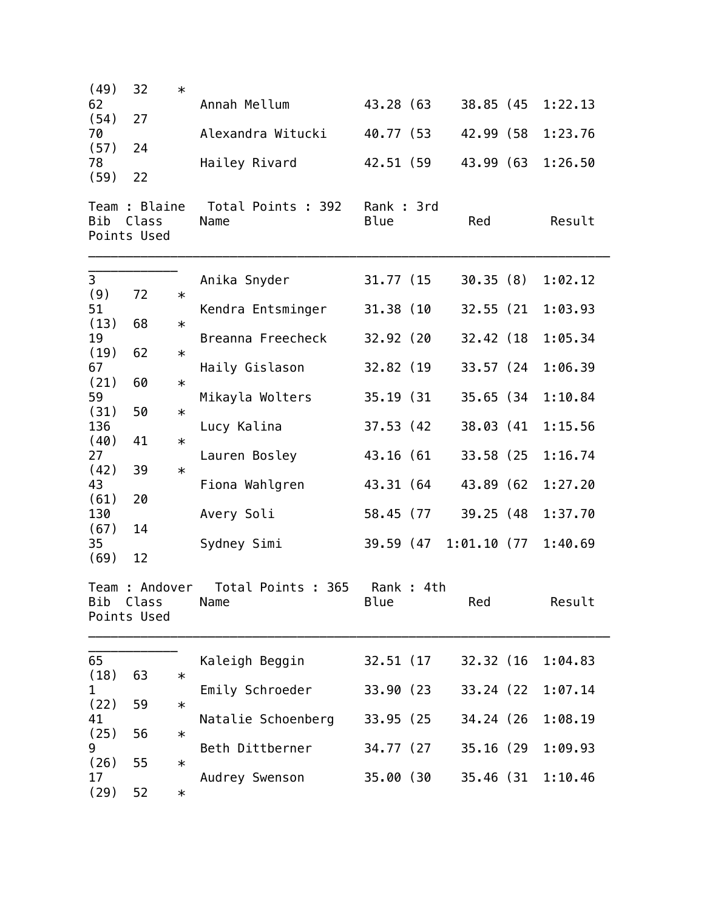| Bib | Class | Name | Blue | Red | Result | Points | Used |
|---|---|---|---|---|---|---|---|
| | | | | | | (49) 32 | * |
| 62 | | Annah Mellum | 43.28 (63 | 38.85 (45 | 1:22.13 | (54) 27 | |
| 70 | | Alexandra Witucki | 40.77 (53 | 42.99 (58 | 1:23.76 | (57) 24 | |
| 78 | | Hailey Rivard | 42.51 (59 | 43.99 (63 | 1:26.50 | (59) 22 | |

Team : Blaine   Total Points : 392   Rank : 3rd

| Bib | Class | Name | Blue | Red | Result | Points | Used |
|---|---|---|---|---|---|---|---|
| 3 | | Anika Snyder | 31.77 (15 | 30.35 (8) | 1:02.12 | (9) 72 | * |
| 51 | | Kendra Entsminger | 31.38 (10 | 32.55 (21 | 1:03.93 | (13) 68 | * |
| 19 | | Breanna Freecheck | 32.92 (20 | 32.42 (18 | 1:05.34 | (19) 62 | * |
| 67 | | Haily Gislason | 32.82 (19 | 33.57 (24 | 1:06.39 | (21) 60 | * |
| 59 | | Mikayla Wolters | 35.19 (31 | 35.65 (34 | 1:10.84 | (31) 50 | * |
| 136 | | Lucy Kalina | 37.53 (42 | 38.03 (41 | 1:15.56 | (40) 41 | * |
| 27 | | Lauren Bosley | 43.16 (61 | 33.58 (25 | 1:16.74 | (42) 39 | * |
| 43 | | Fiona Wahlgren | 43.31 (64 | 43.89 (62 | 1:27.20 | (61) 20 | |
| 130 | | Avery Soli | 58.45 (77 | 39.25 (48 | 1:37.70 | (67) 14 | |
| 35 | | Sydney Simi | 39.59 (47 | 1:01.10 (77 | 1:40.69 | (69) 12 | |

Team : Andover   Total Points : 365   Rank : 4th

| Bib | Class | Name | Blue | Red | Result | Points | Used |
|---|---|---|---|---|---|---|---|
| 65 | | Kaleigh Beggin | 32.51 (17 | 32.32 (16 | 1:04.83 | (18) 63 | * |
| 1 | | Emily Schroeder | 33.90 (23 | 33.24 (22 | 1:07.14 | (22) 59 | * |
| 41 | | Natalie Schoenberg | 33.95 (25 | 34.24 (26 | 1:08.19 | (25) 56 | * |
| 9 | | Beth Dittberner | 34.77 (27 | 35.16 (29 | 1:09.93 | (26) 55 | * |
| 17 | | Audrey Swenson | 35.00 (30 | 35.46 (31 | 1:10.46 | (29) 52 | * |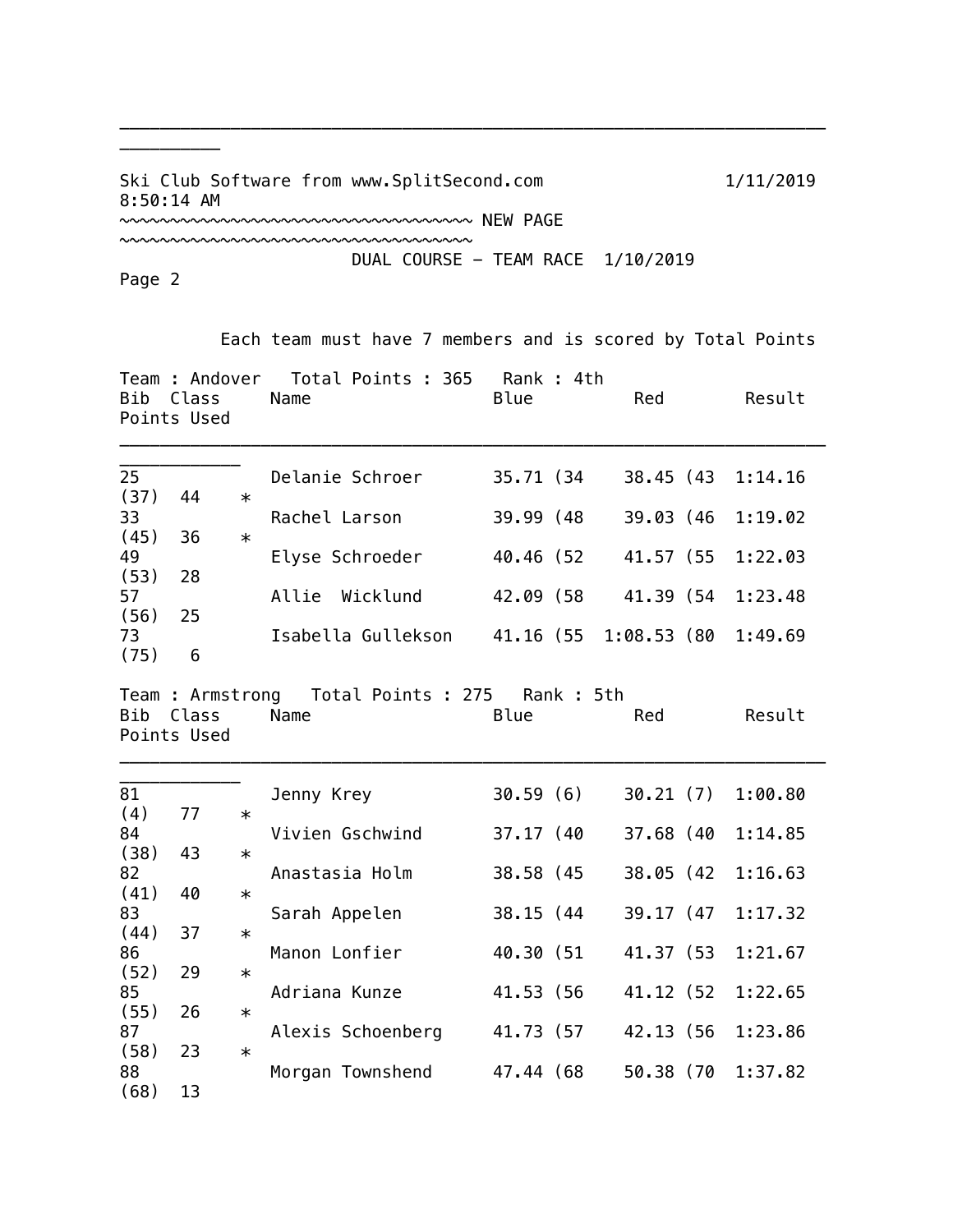Ski Club Software from www.SplitSecond.com 1/11/2019 8:50:14 AM

~~~~~~~~~~~~~~~~~~~~~~~~~~~~~~~~~~~~ NEW PAGE ~~~~~~~~~~~~~~~~~~~~~~~~~~~~~~~~~~~~

DUAL COURSE - TEAM RACE 1/10/2019

Each team must have 7 members and is scored by Total Points

Team : Andover Total Points : 365 Rank : 4th

| Bib | Class | Name | Blue | Red | Result | Points | Used |
|---|---|---|---|---|---|---|---|
| 25 | | Delanie Schroer | 35.71 (34 | 38.45 (43 | 1:14.16 (37) | 44 | * |
| 33 | | Rachel Larson | 39.99 (48 | 39.03 (46 | 1:19.02 (45) | 36 | * |
| 49 | | Elyse Schroeder | 40.46 (52 | 41.57 (55 | 1:22.03 (53) | 28 | |
| 57 | | Allie Wicklund | 42.09 (58 | 41.39 (54 | 1:23.48 (56) | 25 | |
| 73 | | Isabella Gullekson | 41.16 (55 | 1:08.53 (80 | 1:49.69 (75) | 6 | |

Team : Armstrong Total Points : 275 Rank : 5th

| Bib | Class | Name | Blue | Red | Result | Points | Used |
|---|---|---|---|---|---|---|---|
| 81 | | Jenny Krey | 30.59 (6) | 30.21 (7) | 1:00.80 (4) | 77 | * |
| 84 | | Vivien Gschwind | 37.17 (40 | 37.68 (40 | 1:14.85 (38) | 43 | * |
| 82 | | Anastasia Holm | 38.58 (45 | 38.05 (42 | 1:16.63 (41) | 40 | * |
| 83 | | Sarah Appelen | 38.15 (44 | 39.17 (47 | 1:17.32 (44) | 37 | * |
| 86 | | Manon Lonfier | 40.30 (51 | 41.37 (53 | 1:21.67 (52) | 29 | * |
| 85 | | Adriana Kunze | 41.53 (56 | 41.12 (52 | 1:22.65 (55) | 26 | * |
| 87 | | Alexis Schoenberg | 41.73 (57 | 42.13 (56 | 1:23.86 (58) | 23 | * |
| 88 | | Morgan Townshend | 47.44 (68 | 50.38 (70 | 1:37.82 (68) | 13 | |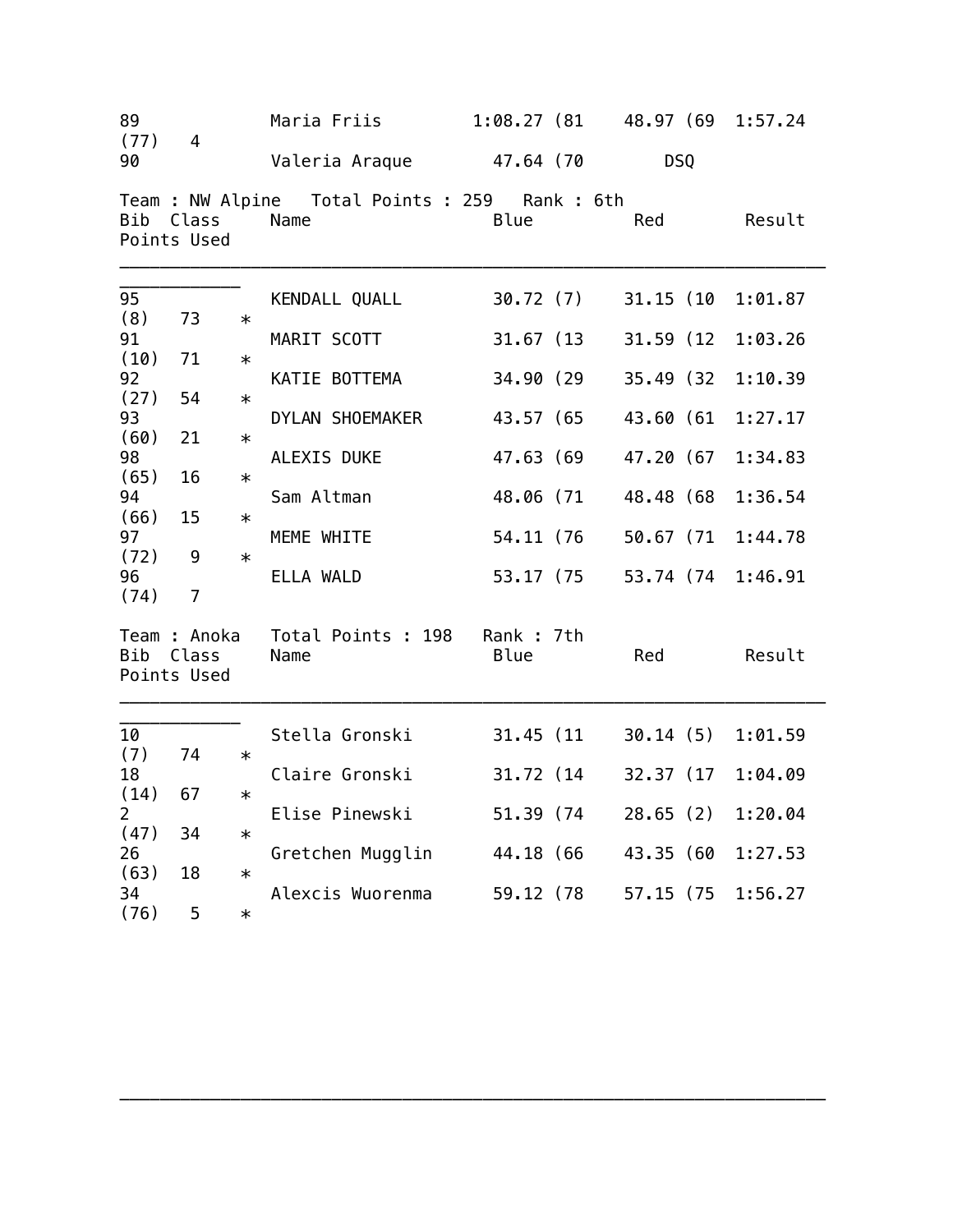| Bib | Class | Name | Blue | Red | Result | Points | Used |
|---|---|---|---|---|---|---|---|
| 89 | | Maria Friis | 1:08.27 (81 | 48.97 (69 | 1:57.24 (77) | 4 | |
| 90 | | Valeria Araque | 47.64 (70 | DSQ | | | |

Team : NW Alpine   Total Points : 259   Rank : 6th

| Bib | Class | Name | Blue | Red | Result | Points | Used |
|---|---|---|---|---|---|---|---|
| 95 | | KENDALL QUALL | 30.72 (7) | 31.15 (10 | 1:01.87 (8) | 73 | * |
| 91 | | MARIT SCOTT | 31.67 (13 | 31.59 (12 | 1:03.26 (10) | 71 | * |
| 92 | | KATIE BOTTEMA | 34.90 (29 | 35.49 (32 | 1:10.39 (27) | 54 | * |
| 93 | | DYLAN SHOEMAKER | 43.57 (65 | 43.60 (61 | 1:27.17 (60) | 21 | * |
| 98 | | ALEXIS DUKE | 47.63 (69 | 47.20 (67 | 1:34.83 (65) | 16 | * |
| 94 | | Sam Altman | 48.06 (71 | 48.48 (68 | 1:36.54 (66) | 15 | * |
| 97 | | MEME WHITE | 54.11 (76 | 50.67 (71 | 1:44.78 (72) | 9 | * |
| 96 | | ELLA WALD | 53.17 (75 | 53.74 (74 | 1:46.91 (74) | 7 | |

Team : Anoka   Total Points : 198   Rank : 7th

| Bib | Class | Name | Blue | Red | Result | Points | Used |
|---|---|---|---|---|---|---|---|
| 10 | | Stella Gronski | 31.45 (11 | 30.14 (5) | 1:01.59 (7) | 74 | * |
| 18 | | Claire Gronski | 31.72 (14 | 32.37 (17 | 1:04.09 (14) | 67 | * |
| 2 | | Elise Pinewski | 51.39 (74 | 28.65 (2) | 1:20.04 (47) | 34 | * |
| 26 | | Gretchen Mugglin | 44.18 (66 | 43.35 (60 | 1:27.53 (63) | 18 | * |
| 34 | | Alexcis Wuorenma | 59.12 (78 | 57.15 (75 | 1:56.27 (76) | 5 | * |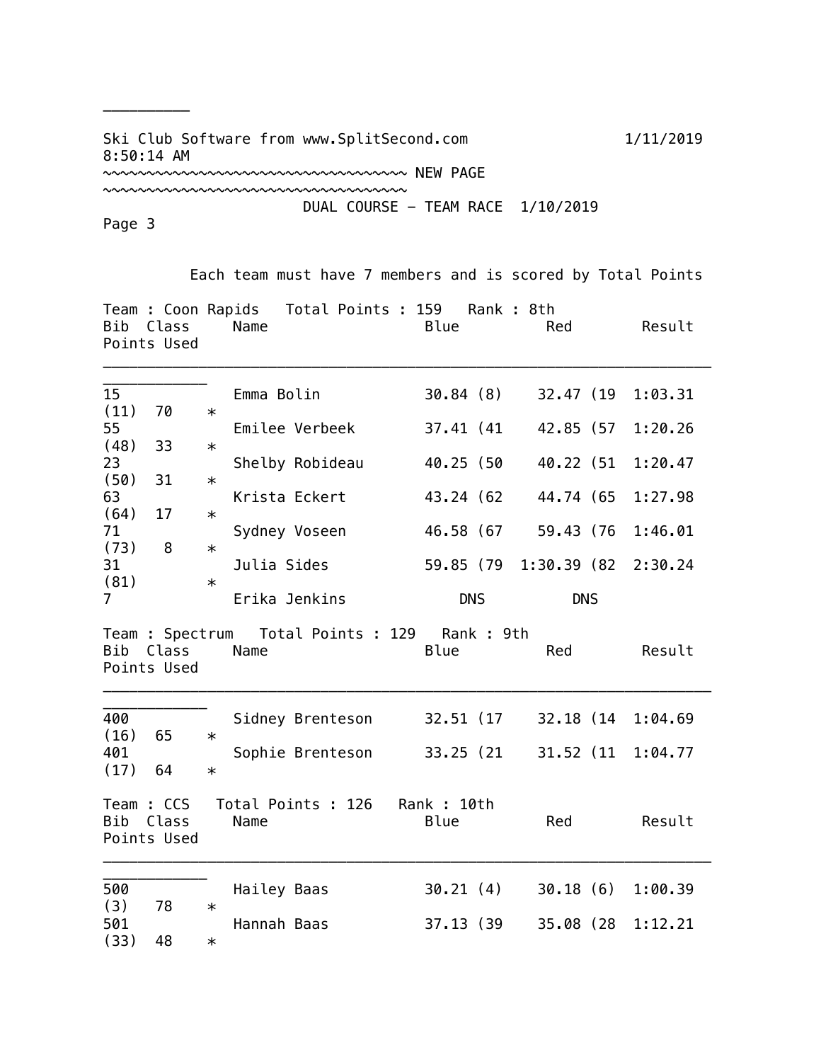Ski Club Software from www.SplitSecond.com 1/11/2019 8:50:14 AM

~~~~~~~~~~~~~~~~~~~~~~~~~~~~~~~~~~~~ NEW PAGE ~~~~~~~~~~~~~~~~~~~~~~~~~~~~~~~~~~~

DUAL COURSE - TEAM RACE 1/10/2019

Each team must have 7 members and is scored by Total Points

**Team : Coon Rapids Total Points : 159 Rank : 8th**

| Bib | Class | Name | Blue | Red | Result | Points | Used |
|---|---|---|---|---|---|---|---|
| 15 | | Emma Bolin | 30.84 (8) | 32.47 (19 | 1:03.31 (11) | 70 | * |
| 55 | | Emilee Verbeek | 37.41 (41 | 42.85 (57 | 1:20.26 (48) | 33 | * |
| 23 | | Shelby Robideau | 40.25 (50 | 40.22 (51 | 1:20.47 (50) | 31 | * |
| 63 | | Krista Eckert | 43.24 (62 | 44.74 (65 | 1:27.98 (64) | 17 | * |
| 71 | | Sydney Voseen | 46.58 (67 | 59.43 (76 | 1:46.01 (73) | 8 | * |
| 31 | | Julia Sides | 59.85 (79 | 1:30.39 (82 | 2:30.24 (81) | | * |
| 7 | | Erika Jenkins | DNS | DNS | | | |

**Team : Spectrum Total Points : 129 Rank : 9th**

| Bib | Class | Name | Blue | Red | Result | Points | Used |
|---|---|---|---|---|---|---|---|
| 400 | | Sidney Brenteson | 32.51 (17 | 32.18 (14 | 1:04.69 (16) | 65 | * |
| 401 | | Sophie Brenteson | 33.25 (21 | 31.52 (11 | 1:04.77 (17) | 64 | * |

**Team : CCS Total Points : 126 Rank : 10th**

| Bib | Class | Name | Blue | Red | Result | Points | Used |
|---|---|---|---|---|---|---|---|
| 500 | | Hailey Baas | 30.21 (4) | 30.18 (6) | 1:00.39 (3) | 78 | * |
| 501 | | Hannah Baas | 37.13 (39 | 35.08 (28 | 1:12.21 (33) | 48 | * |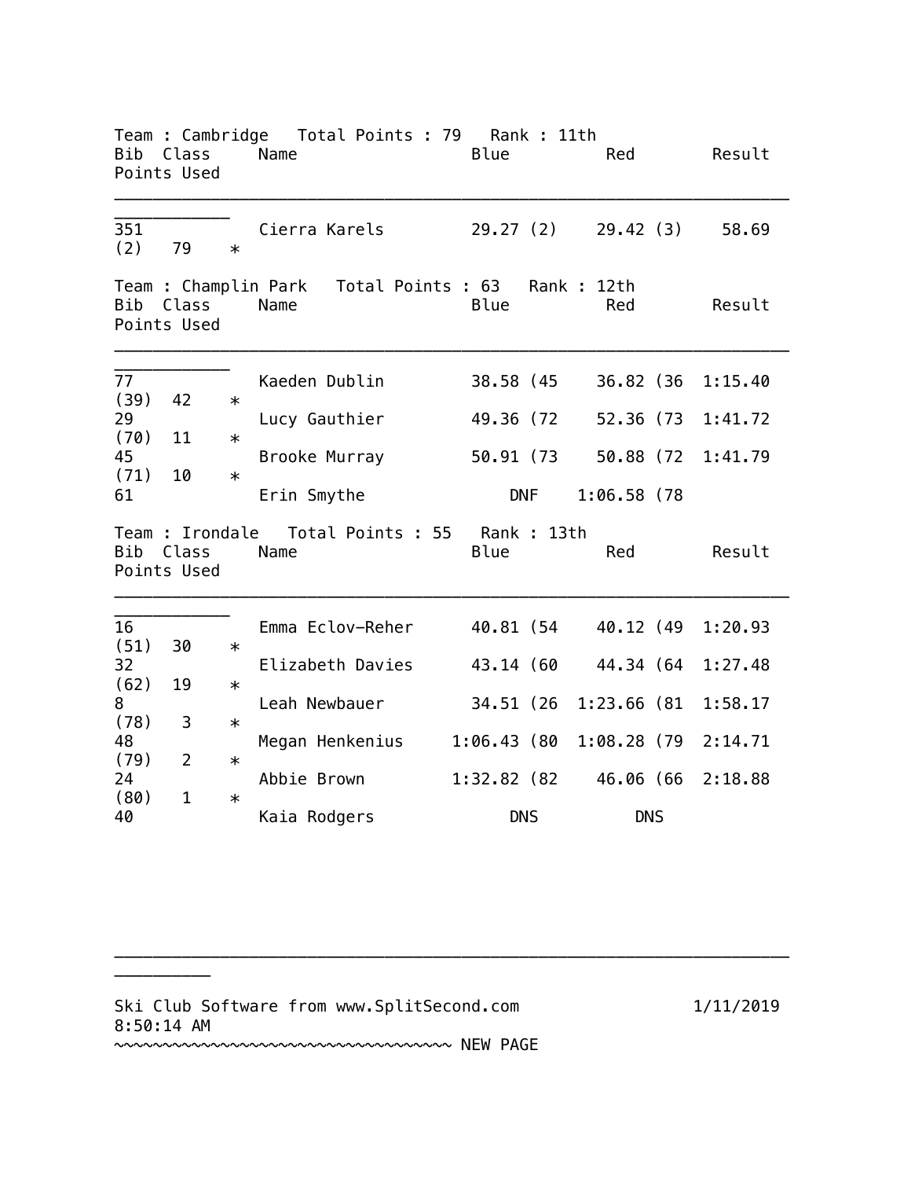Team : Cambridge   Total Points : 79   Rank : 11th

| Bib | Class | Name | Blue | Red | Result | Points | Used |
|---|---|---|---|---|---|---|---|
| 351 | | Cierra Karels | 29.27 (2) | 29.42 (3) | 58.69 (2) | 79 | * |

Team : Champlin Park   Total Points : 63   Rank : 12th

| Bib | Class | Name | Blue | Red | Result | Points | Used |
|---|---|---|---|---|---|---|---|
| 77 | | Kaeden Dublin | 38.58 (45 | 36.82 (36 | 1:15.40 (39) | 42 | * |
| 29 | | Lucy Gauthier | 49.36 (72 | 52.36 (73 | 1:41.72 (70) | 11 | * |
| 45 | | Brooke Murray | 50.91 (73 | 50.88 (72 | 1:41.79 (71) | 10 | * |
| 61 | | Erin Smythe | DNF | 1:06.58 (78 | | | |

Team : Irondale   Total Points : 55   Rank : 13th

| Bib | Class | Name | Blue | Red | Result | Points | Used |
|---|---|---|---|---|---|---|---|
| 16 | | Emma Eclov-Reher | 40.81 (54 | 40.12 (49 | 1:20.93 (51) | 30 | * |
| 32 | | Elizabeth Davies | 43.14 (60 | 44.34 (64 | 1:27.48 (62) | 19 | * |
| 8 | | Leah Newbauer | 34.51 (26 | 1:23.66 (81 | 1:58.17 (78) | 3 | * |
| 48 | | Megan Henkenius | 1:06.43 (80 | 1:08.28 (79 | 2:14.71 (79) | 2 | * |
| 24 | | Abbie Brown | 1:32.82 (82 | 46.06 (66 | 2:18.88 (80) | 1 | * |
| 40 | | Kaia Rodgers | DNS | DNS | | | |

Ski Club Software from www.SplitSecond.com   1/11/2019 8:50:14 AM

~~~~~~~~~~~~~~~~~~~~~~~~~~~~~~~~~~~ NEW PAGE